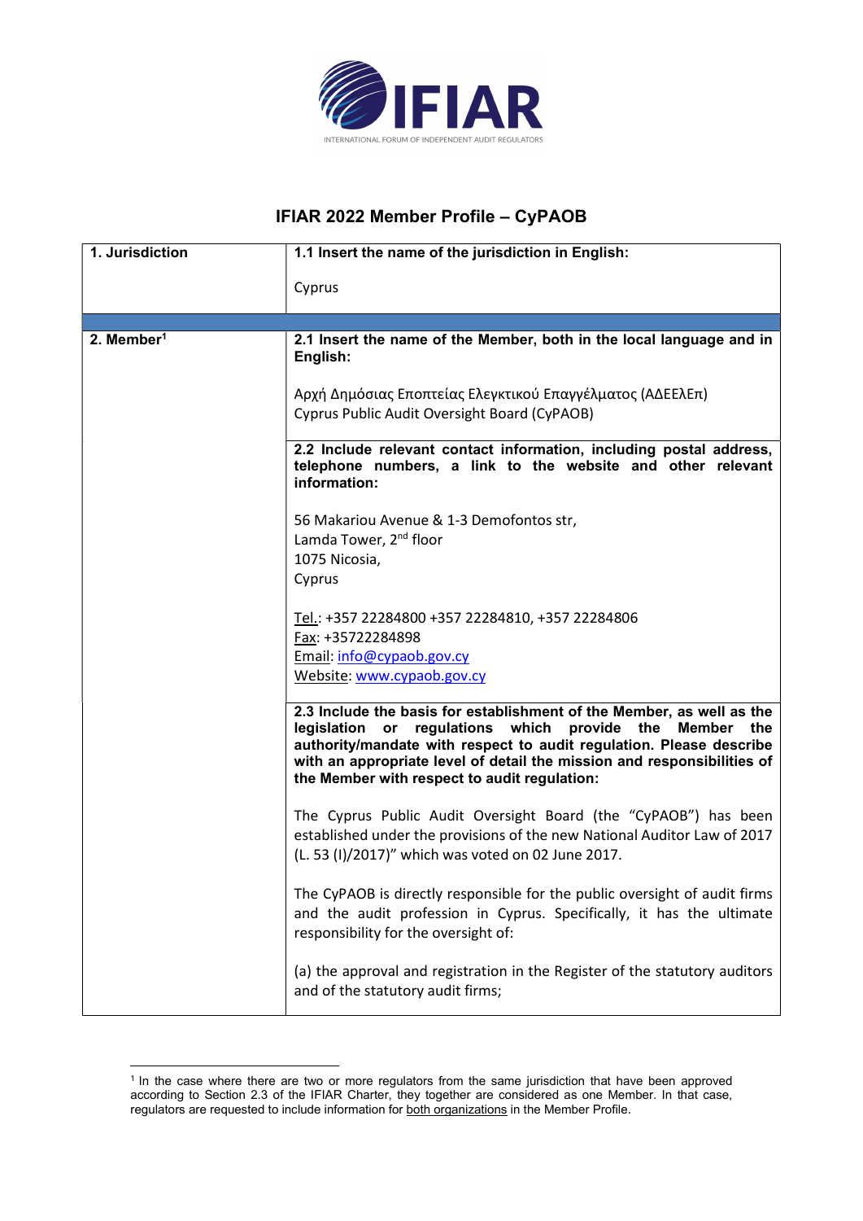IFIAR

INTERNATIONAL FORUM OF INDEPENDENT AUDIT REGULATORS

# IFIAR 2022 Member Profile – CyPAOB

| 1. Jurisdiction | 1.1 Insert the name of the jurisdiction in English:<br><br>Cyprus |
|---|---|
| | |
| 2. Member[1] | **2.1 Insert the name of the Member, both in the local language and in English:**<br><br>Αρχή Δημόσιας Εποπτείας Ελεγκτικού Επαγγέλματος (ΑΔΕΕλΕπ)<br>Cyprus Public Audit Oversight Board (CyPAOB) |
| | **2.2 Include relevant contact information, including postal address, telephone numbers, a link to the website and other relevant information:**<br><br>56 Makariou Avenue & 1-3 Demofontos str,<br>Lamda Tower, 2nd floor<br>1075 Nicosia,<br>Cyprus<br><br>Tel.: +357 22284800 +357 22284810, +357 22284806<br>Fax: +35722284898<br>Email: info@cypaob.gov.cy<br>Website: www.cypaob.gov.cy |
| | **2.3 Include the basis for establishment of the Member, as well as the legislation or regulations which provide the Member the authority/mandate with respect to audit regulation. Please describe with an appropriate level of detail the mission and responsibilities of the Member with respect to audit regulation:**<br><br>The Cyprus Public Audit Oversight Board (the "CyPAOB") has been established under the provisions of the new National Auditor Law of 2017 (L. 53 (I)/2017)" which was voted on 02 June 2017.<br><br>The CyPAOB is directly responsible for the public oversight of audit firms and the audit profession in Cyprus. Specifically, it has the ultimate responsibility for the oversight of:<br><br>(a) the approval and registration in the Register of the statutory auditors and of the statutory audit firms; |

[1] In the case where there are two or more regulators from the same jurisdiction that have been approved according to Section 2.3 of the IFIAR Charter, they together are considered as one Member. In that case, regulators are requested to include information for both organizations in the Member Profile.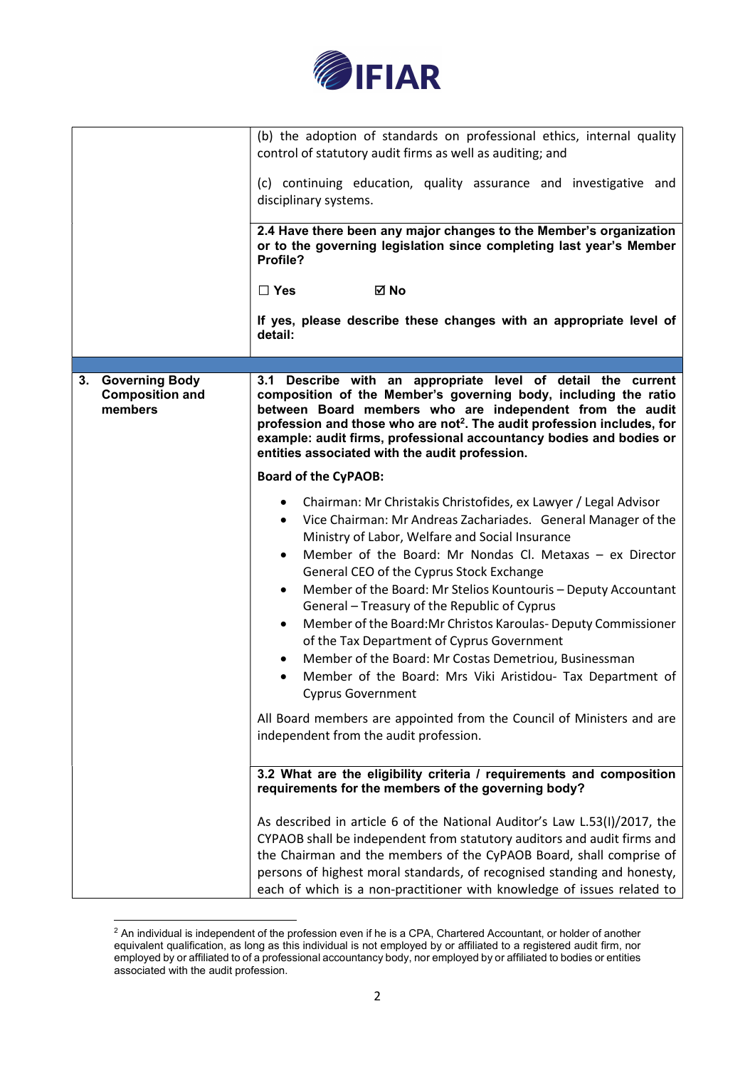(b) the adoption of standards on professional ethics, internal quality control of statutory audit firms as well as auditing; and

(c) continuing education, quality assurance and investigative and disciplinary systems.

**2.4 Have there been any major changes to the Member's organization or to the governing legislation since completing last year's Member Profile?**

**☐ Yes ☑ No**

**If yes, please describe these changes with an appropriate level of detail:**

## 3. Governing Body Composition and members

**3.1 Describe with an appropriate level of detail the current composition of the Member's governing body, including the ratio between Board members who are independent from the audit profession and those who are not[2]. The audit profession includes, for example: audit firms, professional accountancy bodies and bodies or entities associated with the audit profession.**

**Board of the CyPAOB:**

- Chairman: Mr Christakis Christofides, ex Lawyer / Legal Advisor
- Vice Chairman: Mr Andreas Zachariades. General Manager of the Ministry of Labor, Welfare and Social Insurance
- Member of the Board: Mr Nondas Cl. Metaxas – ex Director General CEO of the Cyprus Stock Exchange
- Member of the Board: Mr Stelios Kountouris – Deputy Accountant General – Treasury of the Republic of Cyprus
- Member of the Board:Mr Christos Karoulas- Deputy Commissioner of the Tax Department of Cyprus Government
- Member of the Board: Mr Costas Demetriou, Businessman
- Member of the Board: Mrs Viki Aristidou- Tax Department of Cyprus Government

All Board members are appointed from the Council of Ministers and are independent from the audit profession.

**3.2 What are the eligibility criteria / requirements and composition requirements for the members of the governing body?**

As described in article 6 of the National Auditor's Law L.53(I)/2017, the CYPAOB shall be independent from statutory auditors and audit firms and the Chairman and the members of the CyPAOB Board, shall comprise of persons of highest moral standards, of recognised standing and honesty, each of which is a non-practitioner with knowledge of issues related to

[2] An individual is independent of the profession even if he is a CPA, Chartered Accountant, or holder of another equivalent qualification, as long as this individual is not employed by or affiliated to a registered audit firm, nor employed by or affiliated to of a professional accountancy body, nor employed by or affiliated to bodies or entities associated with the audit profession.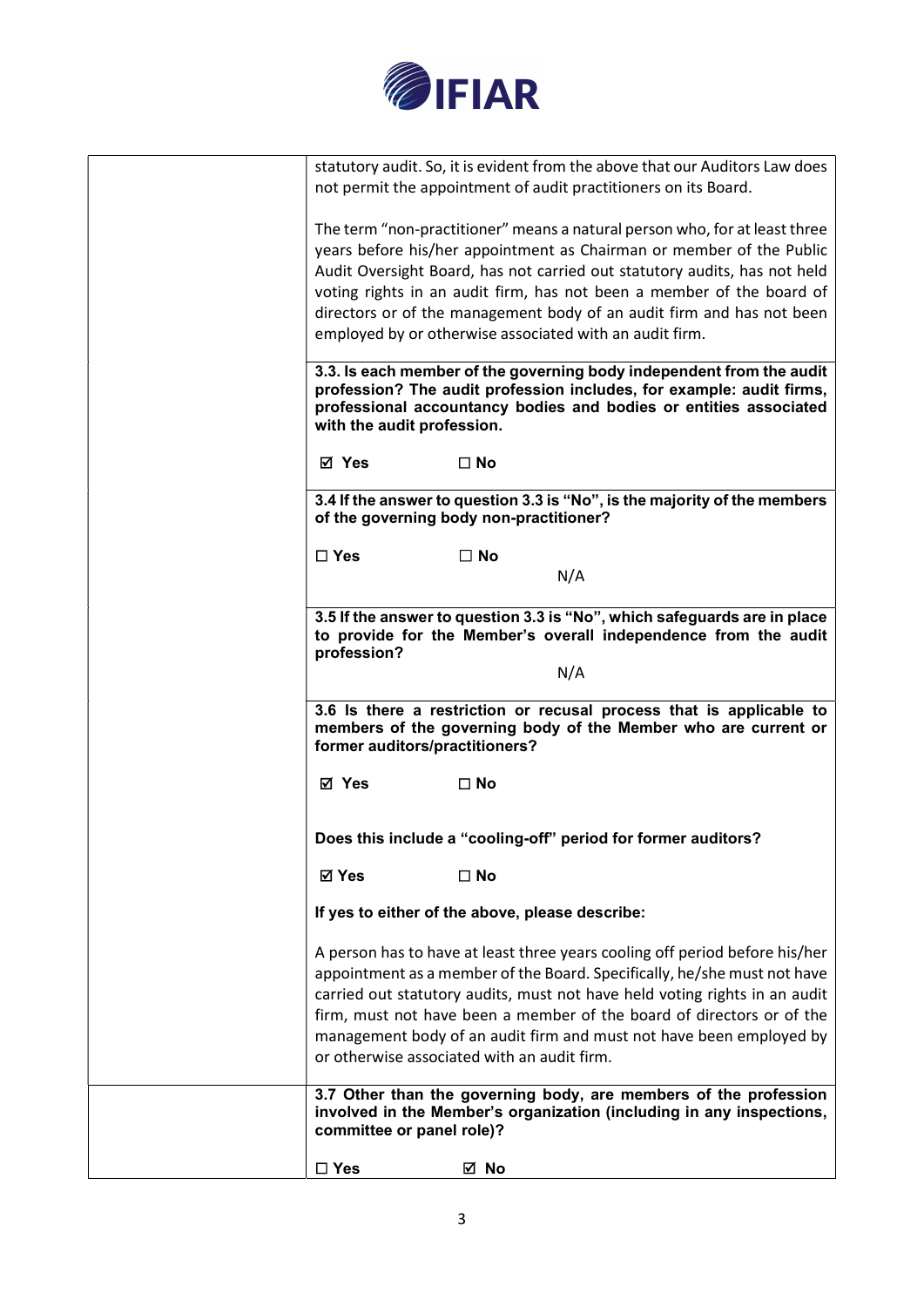| | |
|---|---|
| | statutory audit. So, it is evident from the above that our Auditors Law does not permit the appointment of audit practitioners on its Board.<br><br>The term "non-practitioner" means a natural person who, for at least three years before his/her appointment as Chairman or member of the Public Audit Oversight Board, has not carried out statutory audits, has not held voting rights in an audit firm, has not been a member of the board of directors or of the management body of an audit firm and has not been employed by or otherwise associated with an audit firm. |
| | **3.3. Is each member of the governing body independent from the audit profession? The audit profession includes, for example: audit firms, professional accountancy bodies and bodies or entities associated with the audit profession.**<br><br>☑ **Yes** ☐ **No** |
| | **3.4 If the answer to question 3.3 is "No", is the majority of the members of the governing body non-practitioner?**<br><br>☐ **Yes** ☐ **No**<br><br>N/A |
| | **3.5 If the answer to question 3.3 is "No", which safeguards are in place to provide for the Member's overall independence from the audit profession?**<br><br>N/A |
| | **3.6 Is there a restriction or recusal process that is applicable to members of the governing body of the Member who are current or former auditors/practitioners?**<br><br>☑ **Yes** ☐ **No**<br><br>**Does this include a "cooling-off" period for former auditors?**<br><br>☑ **Yes** ☐ **No**<br><br>**If yes to either of the above, please describe:**<br><br>A person has to have at least three years cooling off period before his/her appointment as a member of the Board. Specifically, he/she must not have carried out statutory audits, must not have held voting rights in an audit firm, must not have been a member of the board of directors or of the management body of an audit firm and must not have been employed by or otherwise associated with an audit firm. |
| | **3.7 Other than the governing body, are members of the profession involved in the Member's organization (including in any inspections, committee or panel role)?**<br><br>☐ **Yes** ☑ **No** |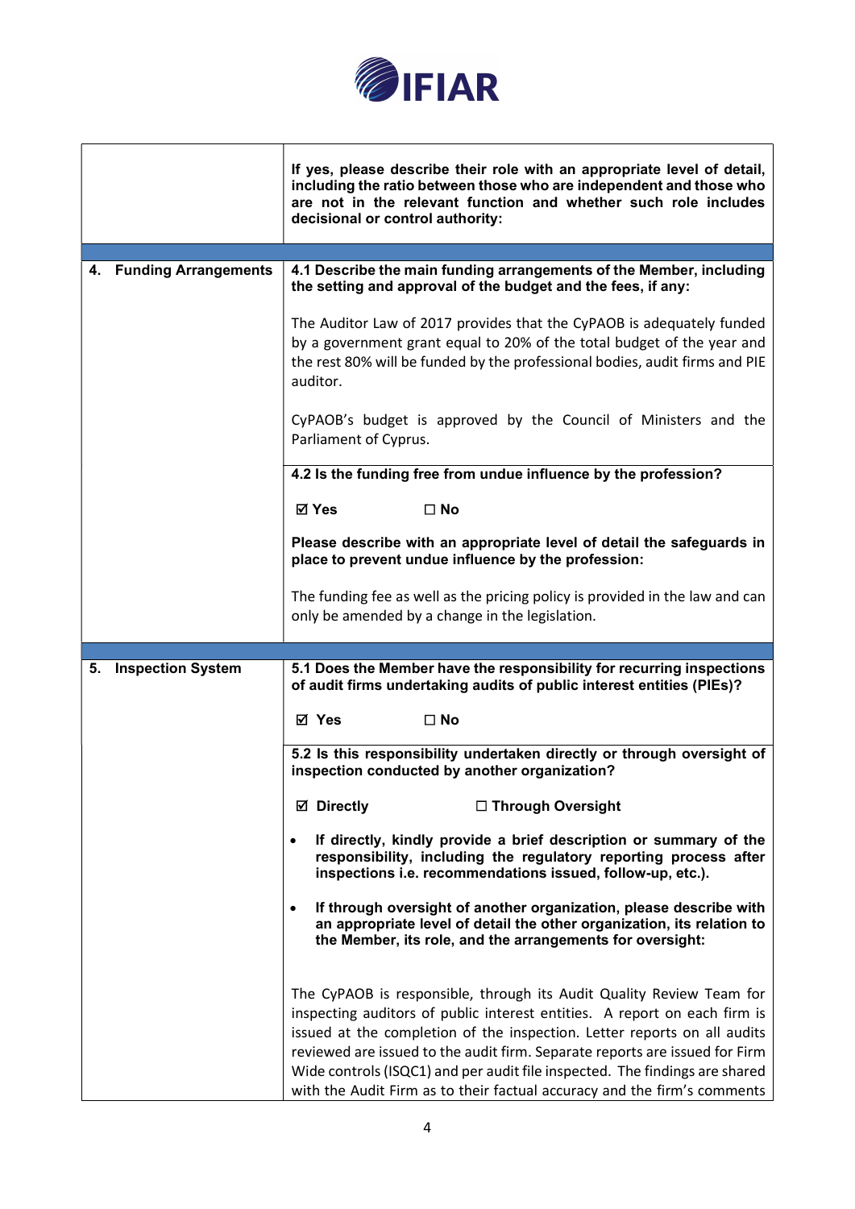| | |
|---|---|
| | **If yes, please describe their role with an appropriate level of detail, including the ratio between those who are independent and those who are not in the relevant function and whether such role includes decisional or control authority:** |
| **4. Funding Arrangements** | **4.1 Describe the main funding arrangements of the Member, including the setting and approval of the budget and the fees, if any:**<br><br>The Auditor Law of 2017 provides that the CyPAOB is adequately funded by a government grant equal to 20% of the total budget of the year and the rest 80% will be funded by the professional bodies, audit firms and PIE auditor.<br><br>CyPAOB's budget is approved by the Council of Ministers and the Parliament of Cyprus. |
| | **4.2 Is the funding free from undue influence by the profession?**<br><br>**☑ Yes ☐ No**<br><br>**Please describe with an appropriate level of detail the safeguards in place to prevent undue influence by the profession:**<br><br>The funding fee as well as the pricing policy is provided in the law and can only be amended by a change in the legislation. |
| **5. Inspection System** | **5.1 Does the Member have the responsibility for recurring inspections of audit firms undertaking audits of public interest entities (PIEs)?**<br><br>**☑ Yes ☐ No** |
| | **5.2 Is this responsibility undertaken directly or through oversight of inspection conducted by another organization?**<br><br>**☑ Directly ☐ Through Oversight**<br><br>• **If directly, kindly provide a brief description or summary of the responsibility, including the regulatory reporting process after inspections i.e. recommendations issued, follow-up, etc.).**<br><br>• **If through oversight of another organization, please describe with an appropriate level of detail the other organization, its relation to the Member, its role, and the arrangements for oversight:**<br><br>The CyPAOB is responsible, through its Audit Quality Review Team for inspecting auditors of public interest entities. A report on each firm is issued at the completion of the inspection. Letter reports on all audits reviewed are issued to the audit firm. Separate reports are issued for Firm Wide controls (ISQC1) and per audit file inspected. The findings are shared with the Audit Firm as to their factual accuracy and the firm's comments |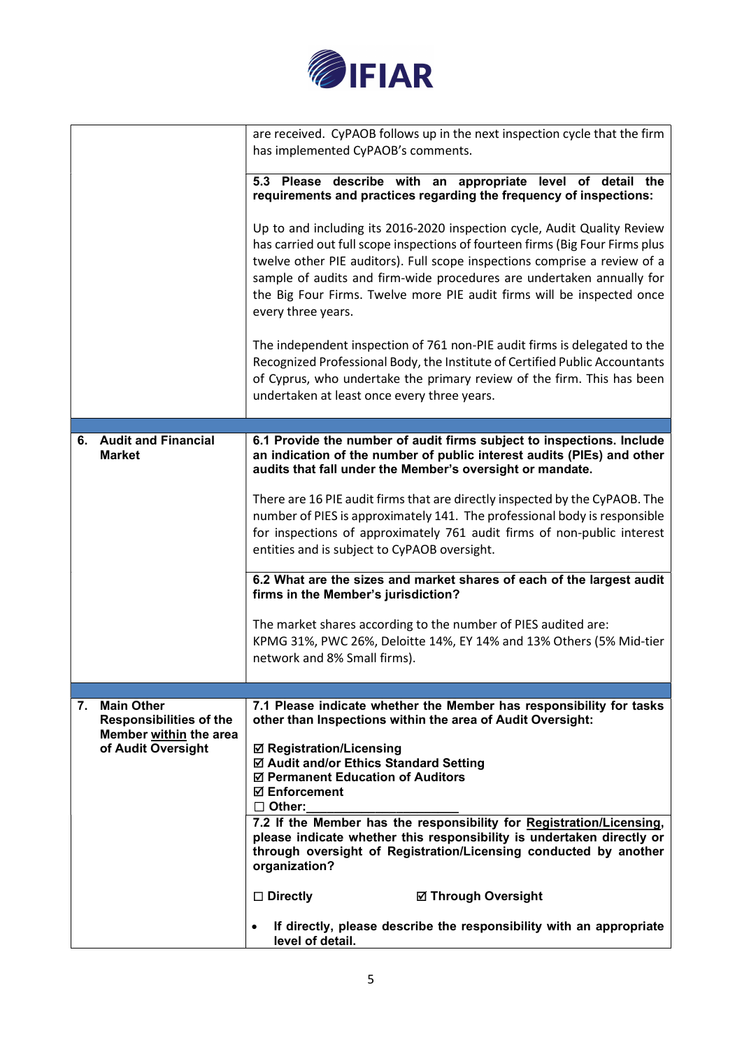| | |
|---|---|
| | are received. CyPAOB follows up in the next inspection cycle that the firm has implemented CyPAOB's comments. |
| | **5.3 Please describe with an appropriate level of detail the requirements and practices regarding the frequency of inspections:**<br><br>Up to and including its 2016-2020 inspection cycle, Audit Quality Review has carried out full scope inspections of fourteen firms (Big Four Firms plus twelve other PIE auditors). Full scope inspections comprise a review of a sample of audits and firm-wide procedures are undertaken annually for the Big Four Firms. Twelve more PIE audit firms will be inspected once every three years.<br><br>The independent inspection of 761 non-PIE audit firms is delegated to the Recognized Professional Body, the Institute of Certified Public Accountants of Cyprus, who undertake the primary review of the firm. This has been undertaken at least once every three years. |
| | |
| **6. Audit and Financial Market** | **6.1 Provide the number of audit firms subject to inspections. Include an indication of the number of public interest audits (PIEs) and other audits that fall under the Member's oversight or mandate.**<br><br>There are 16 PIE audit firms that are directly inspected by the CyPAOB. The number of PIES is approximately 141. The professional body is responsible for inspections of approximately 761 audit firms of non-public interest entities and is subject to CyPAOB oversight. |
| | **6.2 What are the sizes and market shares of each of the largest audit firms in the Member's jurisdiction?**<br><br>The market shares according to the number of PIES audited are:<br>KPMG 31%, PWC 26%, Deloitte 14%, EY 14% and 13% Others (5% Mid-tier network and 8% Small firms). |
| | |
| **7. Main Other Responsibilities of the Member within the area of Audit Oversight** | **7.1 Please indicate whether the Member has responsibility for tasks other than Inspections within the area of Audit Oversight:**<br><br>**☑ Registration/Licensing**<br>**☑ Audit and/or Ethics Standard Setting**<br>**☑ Permanent Education of Auditors**<br>**☑ Enforcement**<br>**☐ Other:\_\_\_\_\_\_\_\_\_\_\_\_\_\_\_\_\_\_\_\_** |
| | **7.2 If the Member has the responsibility for Registration/Licensing, please indicate whether this responsibility is undertaken directly or through oversight of Registration/Licensing conducted by another organization?**<br><br>**☐ Directly** **☑ Through Oversight**<br><br>• **If directly, please describe the responsibility with an appropriate level of detail.** |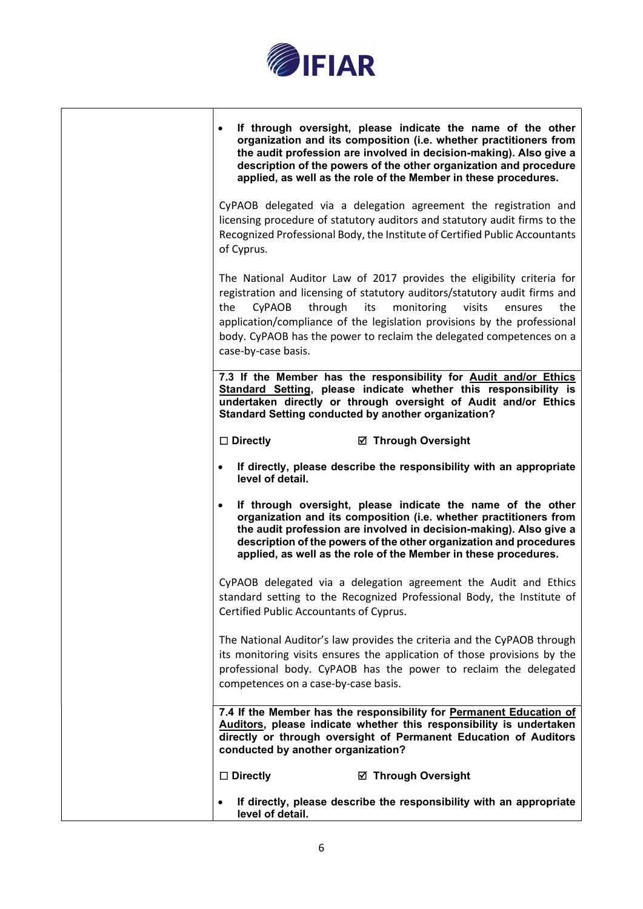- **If through oversight, please indicate the name of the other organization and its composition (i.e. whether practitioners from the audit profession are involved in decision-making). Also give a description of the powers of the other organization and procedure applied, as well as the role of the Member in these procedures.**

CyPAOB delegated via a delegation agreement the registration and licensing procedure of statutory auditors and statutory audit firms to the Recognized Professional Body, the Institute of Certified Public Accountants of Cyprus.

The National Auditor Law of 2017 provides the eligibility criteria for registration and licensing of statutory auditors/statutory audit firms and the CyPAOB through its monitoring visits ensures the application/compliance of the legislation provisions by the professional body. CyPAOB has the power to reclaim the delegated competences on a case-by-case basis.

**7.3 If the Member has the responsibility for <u>Audit and/or Ethics Standard Setting</u>, please indicate whether this responsibility is undertaken directly or through oversight of Audit and/or Ethics Standard Setting conducted by another organization?**

**☐ Directly** **☑ Through Oversight**

- **If directly, please describe the responsibility with an appropriate level of detail.**

- **If through oversight, please indicate the name of the other organization and its composition (i.e. whether practitioners from the audit profession are involved in decision-making). Also give a description of the powers of the other organization and procedures applied, as well as the role of the Member in these procedures.**

CyPAOB delegated via a delegation agreement the Audit and Ethics standard setting to the Recognized Professional Body, the Institute of Certified Public Accountants of Cyprus.

The National Auditor's law provides the criteria and the CyPAOB through its monitoring visits ensures the application of those provisions by the professional body. CyPAOB has the power to reclaim the delegated competences on a case-by-case basis.

**7.4 If the Member has the responsibility for <u>Permanent Education of Auditors</u>, please indicate whether this responsibility is undertaken directly or through oversight of Permanent Education of Auditors conducted by another organization?**

**☐ Directly** **☑ Through Oversight**

- **If directly, please describe the responsibility with an appropriate level of detail.**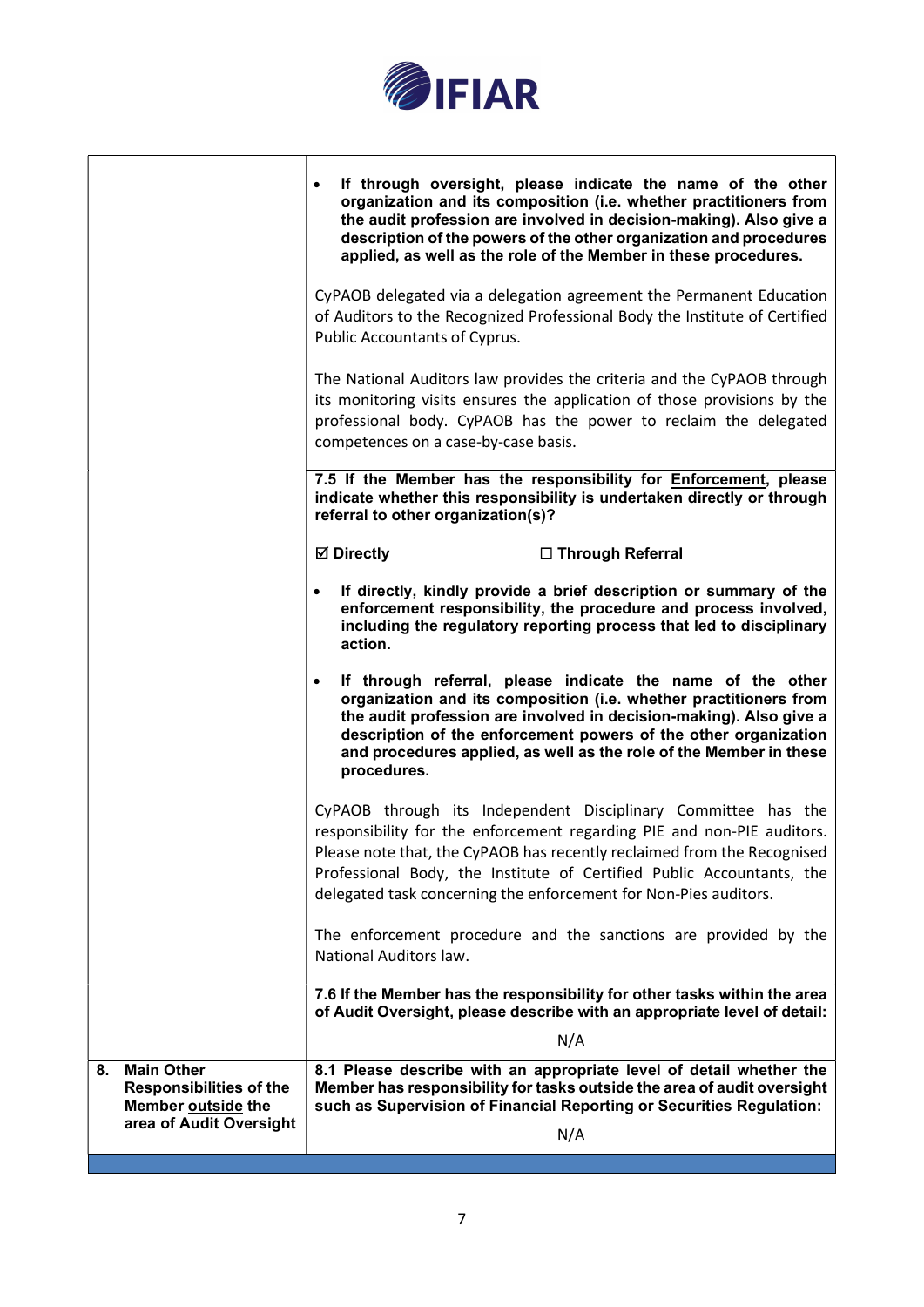| | |
|---|---|
| | • **If through oversight, please indicate the name of the other organization and its composition (i.e. whether practitioners from the audit profession are involved in decision-making). Also give a description of the powers of the other organization and procedures applied, as well as the role of the Member in these procedures.**<br><br>CyPAOB delegated via a delegation agreement the Permanent Education of Auditors to the Recognized Professional Body the Institute of Certified Public Accountants of Cyprus.<br><br>The National Auditors law provides the criteria and the CyPAOB through its monitoring visits ensures the application of those provisions by the professional body. CyPAOB has the power to reclaim the delegated competences on a case-by-case basis. |
| | **7.5 If the Member has the responsibility for <u>Enforcement</u>, please indicate whether this responsibility is undertaken directly or through referral to other organization(s)?**<br><br>**☑ Directly** **☐ Through Referral**<br><br>• **If directly, kindly provide a brief description or summary of the enforcement responsibility, the procedure and process involved, including the regulatory reporting process that led to disciplinary action.**<br><br>• **If through referral, please indicate the name of the other organization and its composition (i.e. whether practitioners from the audit profession are involved in decision-making). Also give a description of the enforcement powers of the other organization and procedures applied, as well as the role of the Member in these procedures.**<br><br>CyPAOB through its Independent Disciplinary Committee has the responsibility for the enforcement regarding PIE and non-PIE auditors. Please note that, the CyPAOB has recently reclaimed from the Recognised Professional Body, the Institute of Certified Public Accountants, the delegated task concerning the enforcement for Non-Pies auditors.<br><br>The enforcement procedure and the sanctions are provided by the National Auditors law. |
| | **7.6 If the Member has the responsibility for other tasks within the area of Audit Oversight, please describe with an appropriate level of detail:**<br><br>N/A |
| **8. Main Other Responsibilities of the Member <u>outside</u> the area of Audit Oversight** | **8.1 Please describe with an appropriate level of detail whether the Member has responsibility for tasks outside the area of audit oversight such as Supervision of Financial Reporting or Securities Regulation:**<br><br>N/A |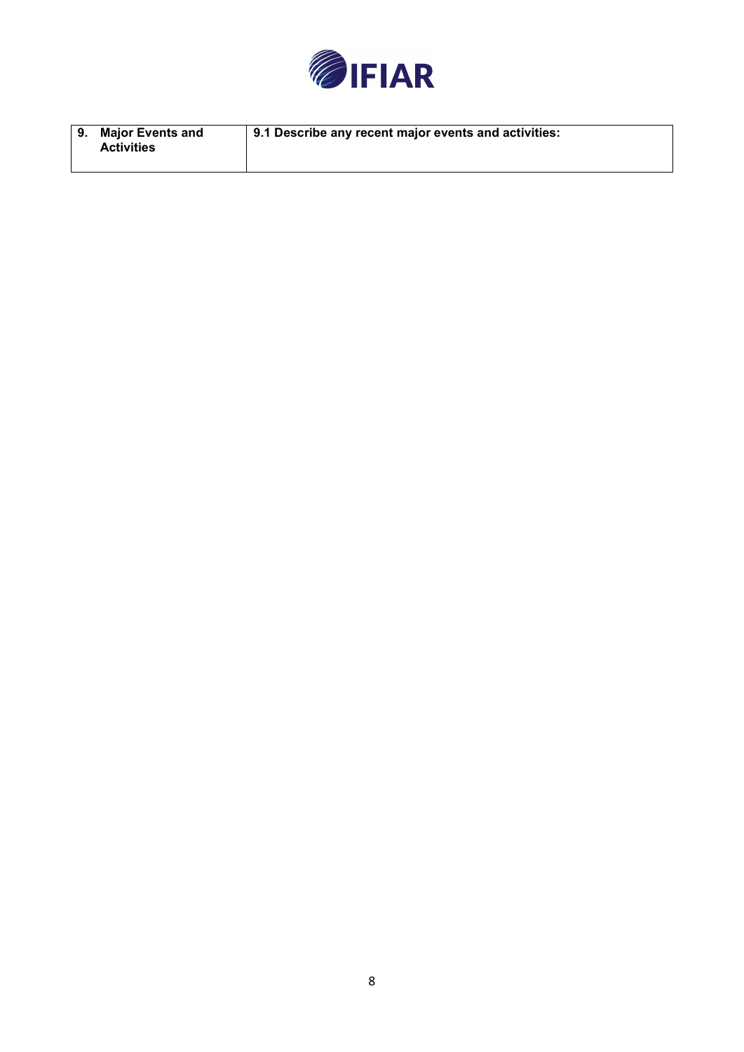| | |
|---|---|
| **9. Major Events and Activities** | **9.1 Describe any recent major events and activities:** |